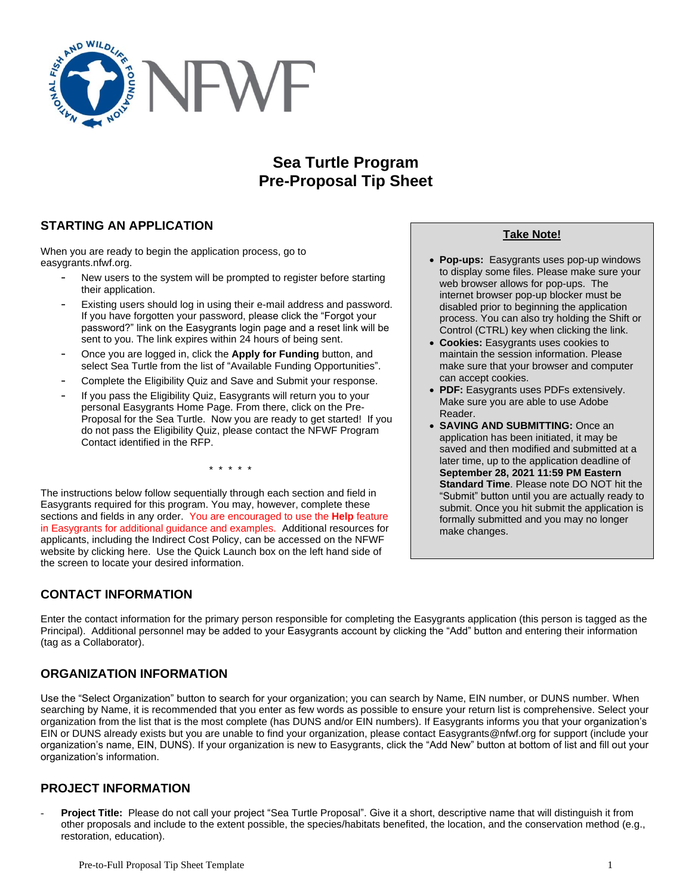# Sea Turtle Program
# Pre-Proposal Tip Sheet

## STARTING AN APPLICATION

When you are ready to begin the application process, go to easygrants.nfwf.org.

- New users to the system will be prompted to register before starting their application.
- Existing users should log in using their e-mail address and password. If you have forgotten your password, please click the "Forgot your password?" link on the Easygrants login page and a reset link will be sent to you. The link expires within 24 hours of being sent.
- Once you are logged in, click the **Apply for Funding** button, and select Sea Turtle from the list of "Available Funding Opportunities".
- Complete the Eligibility Quiz and Save and Submit your response.
- If you pass the Eligibility Quiz, Easygrants will return you to your personal Easygrants Home Page. From there, click on the Pre-Proposal for the Sea Turtle. Now you are ready to get started! If you do not pass the Eligibility Quiz, please contact the NFWF Program Contact identified in the RFP.

\* \* \* \* \*

The instructions below follow sequentially through each section and field in Easygrants required for this program. You may, however, complete these sections and fields in any order. You are encouraged to use the **Help** feature in Easygrants for additional guidance and examples. Additional resources for applicants, including the Indirect Cost Policy, can be accessed on the NFWF website by clicking here. Use the Quick Launch box on the left hand side of the screen to locate your desired information.

**Take Note!**

- **Pop-ups:** Easygrants uses pop-up windows to display some files. Please make sure your web browser allows for pop-ups. The internet browser pop-up blocker must be disabled prior to beginning the application process. You can also try holding the Shift or Control (CTRL) key when clicking the link.
- **Cookies:** Easygrants uses cookies to maintain the session information. Please make sure that your browser and computer can accept cookies.
- **PDF:** Easygrants uses PDFs extensively. Make sure you are able to use Adobe Reader.
- **SAVING AND SUBMITTING:** Once an application has been initiated, it may be saved and then modified and submitted at a later time, up to the application deadline of **September 28, 2021 11:59 PM Eastern Standard Time**. Please note DO NOT hit the "Submit" button until you are actually ready to submit. Once you hit submit the application is formally submitted and you may no longer make changes.

## CONTACT INFORMATION

Enter the contact information for the primary person responsible for completing the Easygrants application (this person is tagged as the Principal). Additional personnel may be added to your Easygrants account by clicking the "Add" button and entering their information (tag as a Collaborator).

## ORGANIZATION INFORMATION

Use the "Select Organization" button to search for your organization; you can search by Name, EIN number, or DUNS number. When searching by Name, it is recommended that you enter as few words as possible to ensure your return list is comprehensive. Select your organization from the list that is the most complete (has DUNS and/or EIN numbers). If Easygrants informs you that your organization's EIN or DUNS already exists but you are unable to find your organization, please contact Easygrants@nfwf.org for support (include your organization's name, EIN, DUNS). If your organization is new to Easygrants, click the "Add New" button at bottom of list and fill out your organization's information.

## PROJECT INFORMATION

- **Project Title:** Please do not call your project "Sea Turtle Proposal". Give it a short, descriptive name that will distinguish it from other proposals and include to the extent possible, the species/habitats benefited, the location, and the conservation method (e.g., restoration, education).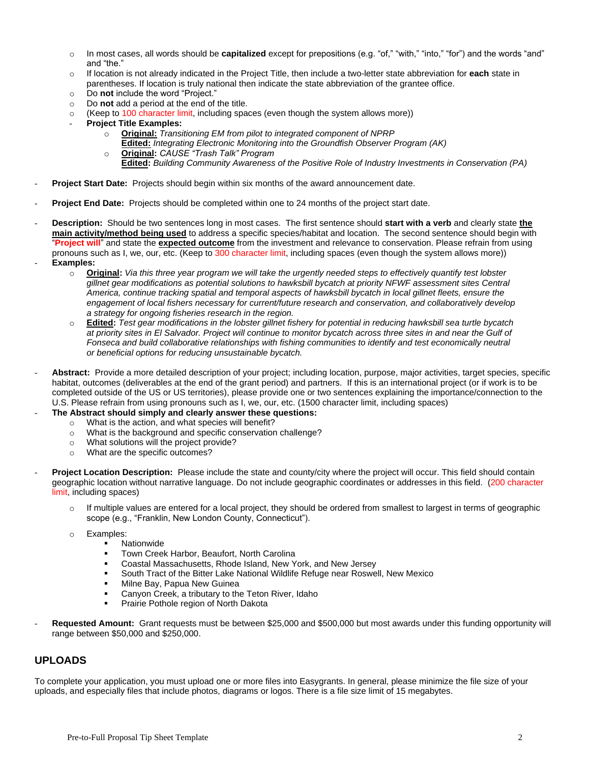- In most cases, all words should be **capitalized** except for prepositions (e.g. "of," "with," "into," "for") and the words "and" and "the."
- If location is not already indicated in the Project Title, then include a two-letter state abbreviation for **each** state in parentheses. If location is truly national then indicate the state abbreviation of the grantee office.
- Do **not** include the word "Project."
- Do **not** add a period at the end of the title.
- (Keep to 100 character limit, including spaces (even though the system allows more))

- **Project Title Examples:**
  - **Original:** *Transitioning EM from pilot to integrated component of NPRP*
    **Edited:** *Integrating Electronic Monitoring into the Groundfish Observer Program (AK)*
  - **Original:** *CAUSE "Trash Talk" Program*
    **Edited:** *Building Community Awareness of the Positive Role of Industry Investments in Conservation (PA)*

- **Project Start Date:** Projects should begin within six months of the award announcement date.

- **Project End Date:** Projects should be completed within one to 24 months of the project start date.

- **Description:** Should be two sentences long in most cases. The first sentence should **start with a verb** and clearly state **the main activity/method being used** to address a specific species/habitat and location. The second sentence should begin with "**Project will**" and state the **expected outcome** from the investment and relevance to conservation. Please refrain from using pronouns such as I, we, our, etc. (Keep to 300 character limit, including spaces (even though the system allows more))
- **Examples:**
  - **Original:** *Via this three year program we will take the urgently needed steps to effectively quantify test lobster gillnet gear modifications as potential solutions to hawksbill bycatch at priority NFWF assessment sites Central America, continue tracking spatial and temporal aspects of hawksbill bycatch in local gillnet fleets, ensure the engagement of local fishers necessary for current/future research and conservation, and collaboratively develop a strategy for ongoing fisheries research in the region.*
  - **Edited:** *Test gear modifications in the lobster gillnet fishery for potential in reducing hawksbill sea turtle bycatch at priority sites in El Salvador. Project will continue to monitor bycatch across three sites in and near the Gulf of Fonseca and build collaborative relationships with fishing communities to identify and test economically neutral or beneficial options for reducing unsustainable bycatch.*

- **Abstract:** Provide a more detailed description of your project; including location, purpose, major activities, target species, specific habitat, outcomes (deliverables at the end of the grant period) and partners. If this is an international project (or if work is to be completed outside of the US or US territories), please provide one or two sentences explaining the importance/connection to the U.S. Please refrain from using pronouns such as I, we, our, etc. (1500 character limit, including spaces)
- **The Abstract should simply and clearly answer these questions:**
  - What is the action, and what species will benefit?
  - What is the background and specific conservation challenge?
  - What solutions will the project provide?
  - What are the specific outcomes?

- **Project Location Description:** Please include the state and county/city where the project will occur. This field should contain geographic location without narrative language. Do not include geographic coordinates or addresses in this field. (200 character limit, including spaces)

  - If multiple values are entered for a local project, they should be ordered from smallest to largest in terms of geographic scope (e.g., "Franklin, New London County, Connecticut").

  - Examples:
    - Nationwide
    - Town Creek Harbor, Beaufort, North Carolina
    - Coastal Massachusetts, Rhode Island, New York, and New Jersey
    - South Tract of the Bitter Lake National Wildlife Refuge near Roswell, New Mexico
    - Milne Bay, Papua New Guinea
    - Canyon Creek, a tributary to the Teton River, Idaho
    - Prairie Pothole region of North Dakota

- **Requested Amount:** Grant requests must be between $25,000 and $500,000 but most awards under this funding opportunity will range between $50,000 and $250,000.

## UPLOADS

To complete your application, you must upload one or more files into Easygrants. In general, please minimize the file size of your uploads, and especially files that include photos, diagrams or logos. There is a file size limit of 15 megabytes.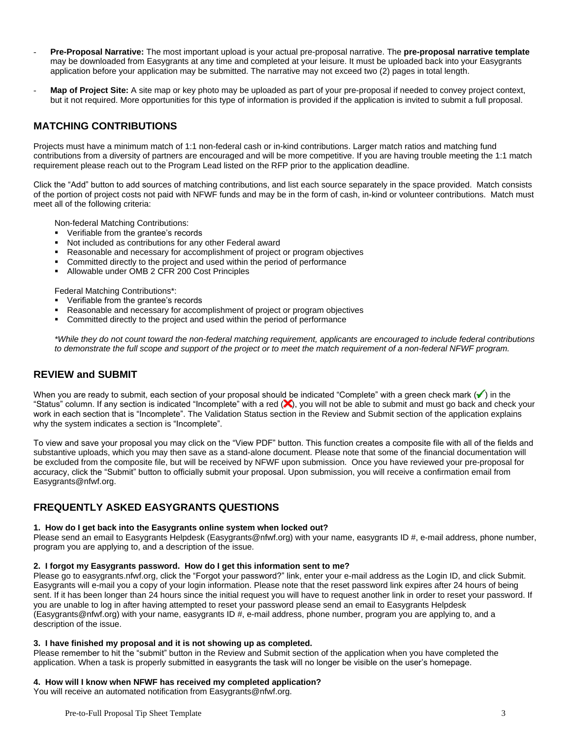- **Pre-Proposal Narrative:** The most important upload is your actual pre-proposal narrative. The **pre-proposal narrative template** may be downloaded from Easygrants at any time and completed at your leisure. It must be uploaded back into your Easygrants application before your application may be submitted. The narrative may not exceed two (2) pages in total length.
- **Map of Project Site:** A site map or key photo may be uploaded as part of your pre-proposal if needed to convey project context, but it not required. More opportunities for this type of information is provided if the application is invited to submit a full proposal.

## MATCHING CONTRIBUTIONS

Projects must have a minimum match of 1:1 non-federal cash or in-kind contributions. Larger match ratios and matching fund contributions from a diversity of partners are encouraged and will be more competitive. If you are having trouble meeting the 1:1 match requirement please reach out to the Program Lead listed on the RFP prior to the application deadline.

Click the "Add" button to add sources of matching contributions, and list each source separately in the space provided. Match consists of the portion of project costs not paid with NFWF funds and may be in the form of cash, in-kind or volunteer contributions. Match must meet all of the following criteria:

Non-federal Matching Contributions:

- Verifiable from the grantee's records
- Not included as contributions for any other Federal award
- Reasonable and necessary for accomplishment of project or program objectives
- Committed directly to the project and used within the period of performance
- Allowable under OMB 2 CFR 200 Cost Principles

Federal Matching Contributions*:

- Verifiable from the grantee's records
- Reasonable and necessary for accomplishment of project or program objectives
- Committed directly to the project and used within the period of performance

*\*While they do not count toward the non-federal matching requirement, applicants are encouraged to include federal contributions to demonstrate the full scope and support of the project or to meet the match requirement of a non-federal NFWF program.*

## REVIEW and SUBMIT

When you are ready to submit, each section of your proposal should be indicated "Complete" with a green check mark (✔) in the "Status" column. If any section is indicated "Incomplete" with a red (✖), you will not be able to submit and must go back and check your work in each section that is "Incomplete". The Validation Status section in the Review and Submit section of the application explains why the system indicates a section is "Incomplete".

To view and save your proposal you may click on the "View PDF" button. This function creates a composite file with all of the fields and substantive uploads, which you may then save as a stand-alone document. Please note that some of the financial documentation will be excluded from the composite file, but will be received by NFWF upon submission. Once you have reviewed your pre-proposal for accuracy, click the "Submit" button to officially submit your proposal. Upon submission, you will receive a confirmation email from Easygrants@nfwf.org.

## FREQUENTLY ASKED EASYGRANTS QUESTIONS

**1. How do I get back into the Easygrants online system when locked out?**

Please send an email to Easygrants Helpdesk (Easygrants@nfwf.org) with your name, easygrants ID #, e-mail address, phone number, program you are applying to, and a description of the issue.

**2. I forgot my Easygrants password. How do I get this information sent to me?**

Please go to easygrants.nfwf.org, click the "Forgot your password?" link, enter your e-mail address as the Login ID, and click Submit. Easygrants will e-mail you a copy of your login information. Please note that the reset password link expires after 24 hours of being sent. If it has been longer than 24 hours since the initial request you will have to request another link in order to reset your password. If you are unable to log in after having attempted to reset your password please send an email to Easygrants Helpdesk (Easygrants@nfwf.org) with your name, easygrants ID #, e-mail address, phone number, program you are applying to, and a description of the issue.

**3. I have finished my proposal and it is not showing up as completed.**

Please remember to hit the "submit" button in the Review and Submit section of the application when you have completed the application. When a task is properly submitted in easygrants the task will no longer be visible on the user's homepage.

**4. How will I know when NFWF has received my completed application?**

You will receive an automated notification from Easygrants@nfwf.org.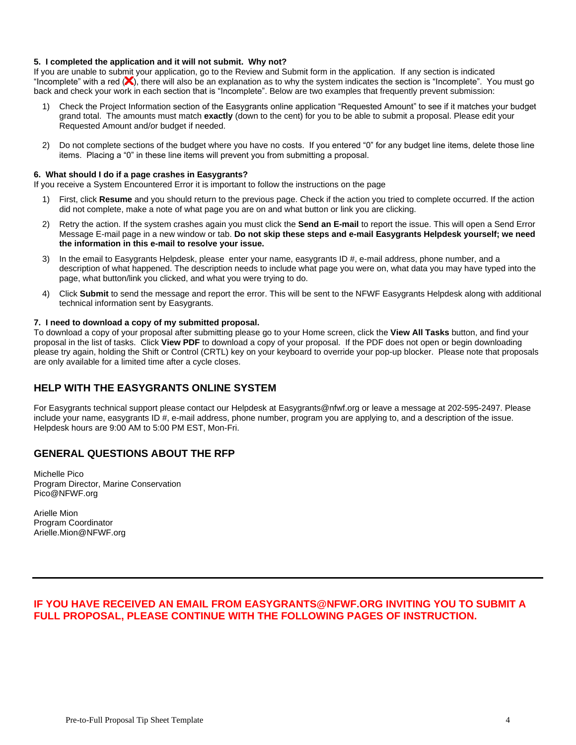**5. I completed the application and it will not submit. Why not?**
If you are unable to submit your application, go to the Review and Submit form in the application. If any section is indicated "Incomplete" with a red (❌), there will also be an explanation as to why the system indicates the section is "Incomplete". You must go back and check your work in each section that is "Incomplete". Below are two examples that frequently prevent submission:

1) Check the Project Information section of the Easygrants online application "Requested Amount" to see if it matches your budget grand total. The amounts must match **exactly** (down to the cent) for you to be able to submit a proposal. Please edit your Requested Amount and/or budget if needed.

2) Do not complete sections of the budget where you have no costs. If you entered "0" for any budget line items, delete those line items. Placing a "0" in these line items will prevent you from submitting a proposal.

**6. What should I do if a page crashes in Easygrants?**
If you receive a System Encountered Error it is important to follow the instructions on the page

1) First, click **Resume** and you should return to the previous page. Check if the action you tried to complete occurred. If the action did not complete, make a note of what page you are on and what button or link you are clicking.

2) Retry the action. If the system crashes again you must click the **Send an E-mail** to report the issue. This will open a Send Error Message E-mail page in a new window or tab. **Do not skip these steps and e-mail Easygrants Helpdesk yourself; we need the information in this e-mail to resolve your issue.**

3) In the email to Easygrants Helpdesk, please enter your name, easygrants ID #, e-mail address, phone number, and a description of what happened. The description needs to include what page you were on, what data you may have typed into the page, what button/link you clicked, and what you were trying to do.

4) Click **Submit** to send the message and report the error. This will be sent to the NFWF Easygrants Helpdesk along with additional technical information sent by Easygrants.

**7. I need to download a copy of my submitted proposal.**
To download a copy of your proposal after submitting please go to your Home screen, click the **View All Tasks** button, and find your proposal in the list of tasks. Click **View PDF** to download a copy of your proposal. If the PDF does not open or begin downloading please try again, holding the Shift or Control (CRTL) key on your keyboard to override your pop-up blocker. Please note that proposals are only available for a limited time after a cycle closes.

## HELP WITH THE EASYGRANTS ONLINE SYSTEM

For Easygrants technical support please contact our Helpdesk at Easygrants@nfwf.org or leave a message at 202-595-2497. Please include your name, easygrants ID #, e-mail address, phone number, program you are applying to, and a description of the issue. Helpdesk hours are 9:00 AM to 5:00 PM EST, Mon-Fri.

## GENERAL QUESTIONS ABOUT THE RFP

Michelle Pico
Program Director, Marine Conservation
Pico@NFWF.org

Arielle Mion
Program Coordinator
Arielle.Mion@NFWF.org

---

**IF YOU HAVE RECEIVED AN EMAIL FROM EASYGRANTS@NFWF.ORG INVITING YOU TO SUBMIT A FULL PROPOSAL, PLEASE CONTINUE WITH THE FOLLOWING PAGES OF INSTRUCTION.**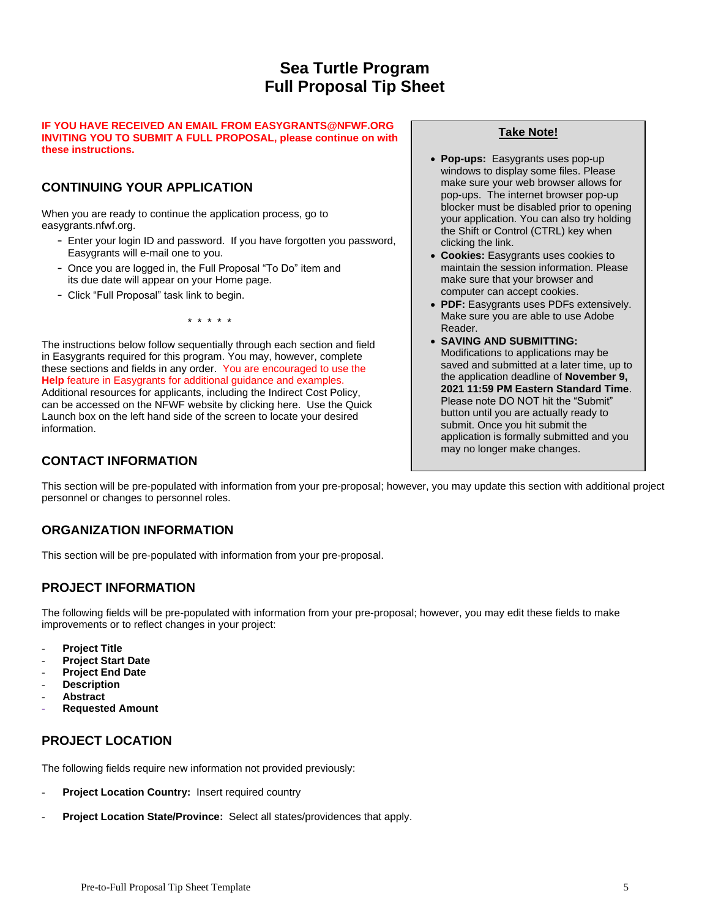# Sea Turtle Program
# Full Proposal Tip Sheet

**IF YOU HAVE RECEIVED AN EMAIL FROM EASYGRANTS@NFWF.ORG INVITING YOU TO SUBMIT A FULL PROPOSAL, please continue on with these instructions.**

## CONTINUING YOUR APPLICATION

When you are ready to continue the application process, go to easygrants.nfwf.org.

- Enter your login ID and password. If you have forgotten you password, Easygrants will e-mail one to you.
- Once you are logged in, the Full Proposal "To Do" item and its due date will appear on your Home page.
- Click "Full Proposal" task link to begin.

\* \* \* \* \*

The instructions below follow sequentially through each section and field in Easygrants required for this program. You may, however, complete these sections and fields in any order. You are encouraged to use the **Help** feature in Easygrants for additional guidance and examples. Additional resources for applicants, including the Indirect Cost Policy, can be accessed on the NFWF website by clicking here. Use the Quick Launch box on the left hand side of the screen to locate your desired information.

> **Take Note!**
>
> - **Pop-ups:** Easygrants uses pop-up windows to display some files. Please make sure your web browser allows for pop-ups. The internet browser pop-up blocker must be disabled prior to opening your application. You can also try holding the Shift or Control (CTRL) key when clicking the link.
> - **Cookies:** Easygrants uses cookies to maintain the session information. Please make sure that your browser and computer can accept cookies.
> - **PDF:** Easygrants uses PDFs extensively. Make sure you are able to use Adobe Reader.
> - **SAVING AND SUBMITTING:** Modifications to applications may be saved and submitted at a later time, up to the application deadline of **November 9, 2021 11:59 PM Eastern Standard Time**. Please note DO NOT hit the "Submit" button until you are actually ready to submit. Once you hit submit the application is formally submitted and you may no longer make changes.

## CONTACT INFORMATION

This section will be pre-populated with information from your pre-proposal; however, you may update this section with additional project personnel or changes to personnel roles.

## ORGANIZATION INFORMATION

This section will be pre-populated with information from your pre-proposal.

## PROJECT INFORMATION

The following fields will be pre-populated with information from your pre-proposal; however, you may edit these fields to make improvements or to reflect changes in your project:

- **Project Title**
- **Project Start Date**
- **Project End Date**
- **Description**
- **Abstract**
- **Requested Amount**

## PROJECT LOCATION

The following fields require new information not provided previously:

- **Project Location Country:** Insert required country
- **Project Location State/Province:** Select all states/providences that apply.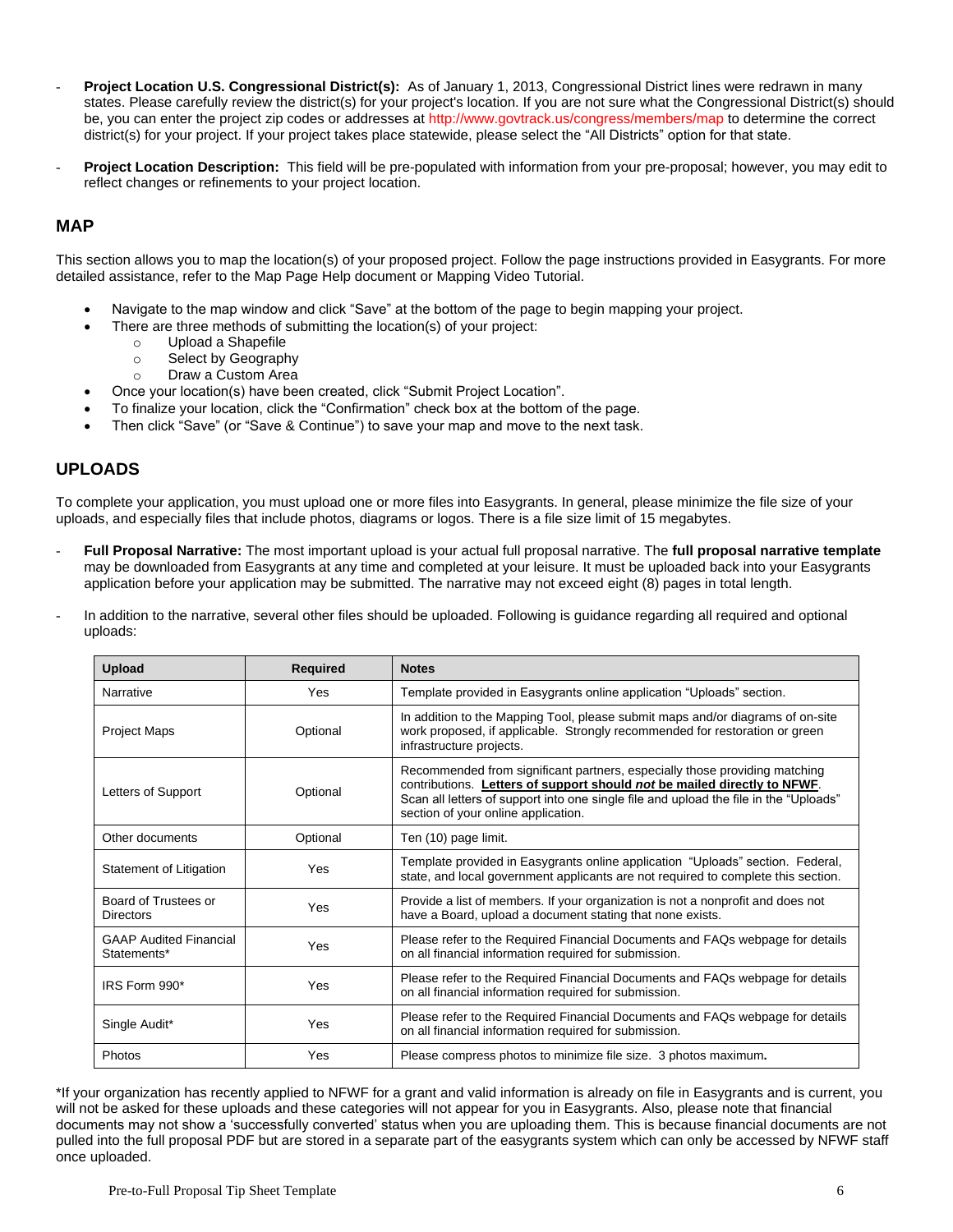- **Project Location U.S. Congressional District(s):** As of January 1, 2013, Congressional District lines were redrawn in many states. Please carefully review the district(s) for your project's location. If you are not sure what the Congressional District(s) should be, you can enter the project zip codes or addresses at http://www.govtrack.us/congress/members/map to determine the correct district(s) for your project. If your project takes place statewide, please select the "All Districts" option for that state.

- **Project Location Description:** This field will be pre-populated with information from your pre-proposal; however, you may edit to reflect changes or refinements to your project location.

## MAP

This section allows you to map the location(s) of your proposed project. Follow the page instructions provided in Easygrants. For more detailed assistance, refer to the Map Page Help document or Mapping Video Tutorial.

- Navigate to the map window and click "Save" at the bottom of the page to begin mapping your project.
- There are three methods of submitting the location(s) of your project:
  - Upload a Shapefile
  - Select by Geography
  - Draw a Custom Area
- Once your location(s) have been created, click "Submit Project Location".
- To finalize your location, click the "Confirmation" check box at the bottom of the page.
- Then click "Save" (or "Save & Continue") to save your map and move to the next task.

## UPLOADS

To complete your application, you must upload one or more files into Easygrants. In general, please minimize the file size of your uploads, and especially files that include photos, diagrams or logos. There is a file size limit of 15 megabytes.

- **Full Proposal Narrative:** The most important upload is your actual full proposal narrative. The **full proposal narrative template** may be downloaded from Easygrants at any time and completed at your leisure. It must be uploaded back into your Easygrants application before your application may be submitted. The narrative may not exceed eight (8) pages in total length.

- In addition to the narrative, several other files should be uploaded. Following is guidance regarding all required and optional uploads:

| Upload | Required | Notes |
|---|---|---|
| Narrative | Yes | Template provided in Easygrants online application "Uploads" section. |
| Project Maps | Optional | In addition to the Mapping Tool, please submit maps and/or diagrams of on-site work proposed, if applicable. Strongly recommended for restoration or green infrastructure projects. |
| Letters of Support | Optional | Recommended from significant partners, especially those providing matching contributions. **Letters of support should *not* be mailed directly to NFWF**. Scan all letters of support into one single file and upload the file in the "Uploads" section of your online application. |
| Other documents | Optional | Ten (10) page limit. |
| Statement of Litigation | Yes | Template provided in Easygrants online application "Uploads" section. Federal, state, and local government applicants are not required to complete this section. |
| Board of Trustees or Directors | Yes | Provide a list of members. If your organization is not a nonprofit and does not have a Board, upload a document stating that none exists. |
| GAAP Audited Financial Statements* | Yes | Please refer to the Required Financial Documents and FAQs webpage for details on all financial information required for submission. |
| IRS Form 990* | Yes | Please refer to the Required Financial Documents and FAQs webpage for details on all financial information required for submission. |
| Single Audit* | Yes | Please refer to the Required Financial Documents and FAQs webpage for details on all financial information required for submission. |
| Photos | Yes | Please compress photos to minimize file size. 3 photos maximum. |

*If your organization has recently applied to NFWF for a grant and valid information is already on file in Easygrants and is current, you will not be asked for these uploads and these categories will not appear for you in Easygrants. Also, please note that financial documents may not show a 'successfully converted' status when you are uploading them. This is because financial documents are not pulled into the full proposal PDF but are stored in a separate part of the easygrants system which can only be accessed by NFWF staff once uploaded.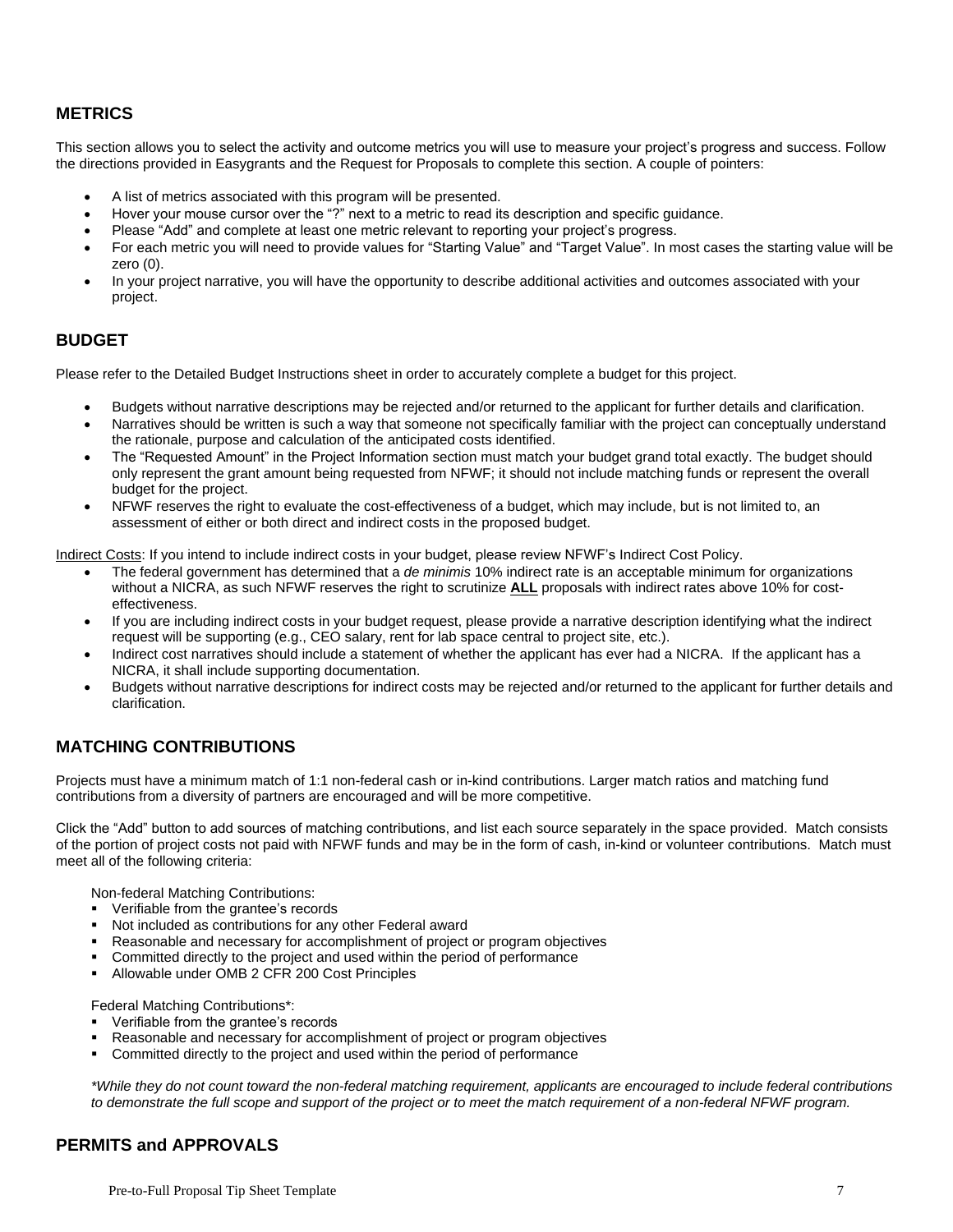## METRICS

This section allows you to select the activity and outcome metrics you will use to measure your project's progress and success. Follow the directions provided in Easygrants and the Request for Proposals to complete this section. A couple of pointers:

- A list of metrics associated with this program will be presented.
- Hover your mouse cursor over the "?" next to a metric to read its description and specific guidance.
- Please "Add" and complete at least one metric relevant to reporting your project's progress.
- For each metric you will need to provide values for "Starting Value" and "Target Value". In most cases the starting value will be zero (0).
- In your project narrative, you will have the opportunity to describe additional activities and outcomes associated with your project.

## BUDGET

Please refer to the Detailed Budget Instructions sheet in order to accurately complete a budget for this project.

- Budgets without narrative descriptions may be rejected and/or returned to the applicant for further details and clarification.
- Narratives should be written is such a way that someone not specifically familiar with the project can conceptually understand the rationale, purpose and calculation of the anticipated costs identified.
- The "Requested Amount" in the Project Information section must match your budget grand total exactly. The budget should only represent the grant amount being requested from NFWF; it should not include matching funds or represent the overall budget for the project.
- NFWF reserves the right to evaluate the cost-effectiveness of a budget, which may include, but is not limited to, an assessment of either or both direct and indirect costs in the proposed budget.

Indirect Costs: If you intend to include indirect costs in your budget, please review NFWF's Indirect Cost Policy.

- The federal government has determined that a *de minimis* 10% indirect rate is an acceptable minimum for organizations without a NICRA, as such NFWF reserves the right to scrutinize **ALL** proposals with indirect rates above 10% for cost-effectiveness.
- If you are including indirect costs in your budget request, please provide a narrative description identifying what the indirect request will be supporting (e.g., CEO salary, rent for lab space central to project site, etc.).
- Indirect cost narratives should include a statement of whether the applicant has ever had a NICRA. If the applicant has a NICRA, it shall include supporting documentation.
- Budgets without narrative descriptions for indirect costs may be rejected and/or returned to the applicant for further details and clarification.

## MATCHING CONTRIBUTIONS

Projects must have a minimum match of 1:1 non-federal cash or in-kind contributions. Larger match ratios and matching fund contributions from a diversity of partners are encouraged and will be more competitive.

Click the "Add" button to add sources of matching contributions, and list each source separately in the space provided. Match consists of the portion of project costs not paid with NFWF funds and may be in the form of cash, in-kind or volunteer contributions. Match must meet all of the following criteria:

Non-federal Matching Contributions:

- Verifiable from the grantee's records
- Not included as contributions for any other Federal award
- Reasonable and necessary for accomplishment of project or program objectives
- Committed directly to the project and used within the period of performance
- Allowable under OMB 2 CFR 200 Cost Principles

Federal Matching Contributions*:

- Verifiable from the grantee's records
- Reasonable and necessary for accomplishment of project or program objectives
- Committed directly to the project and used within the period of performance

*\*While they do not count toward the non-federal matching requirement, applicants are encouraged to include federal contributions to demonstrate the full scope and support of the project or to meet the match requirement of a non-federal NFWF program.*

## PERMITS and APPROVALS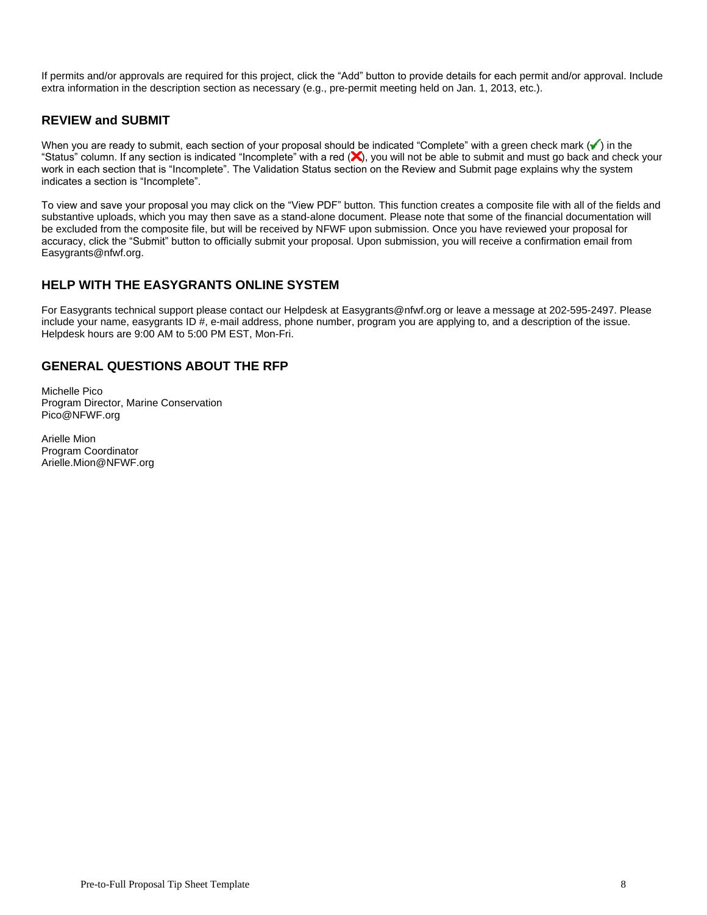If permits and/or approvals are required for this project, click the "Add" button to provide details for each permit and/or approval. Include extra information in the description section as necessary (e.g., pre-permit meeting held on Jan. 1, 2013, etc.).

## REVIEW and SUBMIT

When you are ready to submit, each section of your proposal should be indicated "Complete" with a green check mark (✓) in the "Status" column. If any section is indicated "Incomplete" with a red (✗), you will not be able to submit and must go back and check your work in each section that is "Incomplete". The Validation Status section on the Review and Submit page explains why the system indicates a section is "Incomplete".

To view and save your proposal you may click on the "View PDF" button. This function creates a composite file with all of the fields and substantive uploads, which you may then save as a stand-alone document. Please note that some of the financial documentation will be excluded from the composite file, but will be received by NFWF upon submission. Once you have reviewed your proposal for accuracy, click the "Submit" button to officially submit your proposal. Upon submission, you will receive a confirmation email from Easygrants@nfwf.org.

## HELP WITH THE EASYGRANTS ONLINE SYSTEM

For Easygrants technical support please contact our Helpdesk at Easygrants@nfwf.org or leave a message at 202-595-2497. Please include your name, easygrants ID #, e-mail address, phone number, program you are applying to, and a description of the issue. Helpdesk hours are 9:00 AM to 5:00 PM EST, Mon-Fri.

## GENERAL QUESTIONS ABOUT THE RFP

Michelle Pico  
Program Director, Marine Conservation  
Pico@NFWF.org

Arielle Mion  
Program Coordinator  
Arielle.Mion@NFWF.org